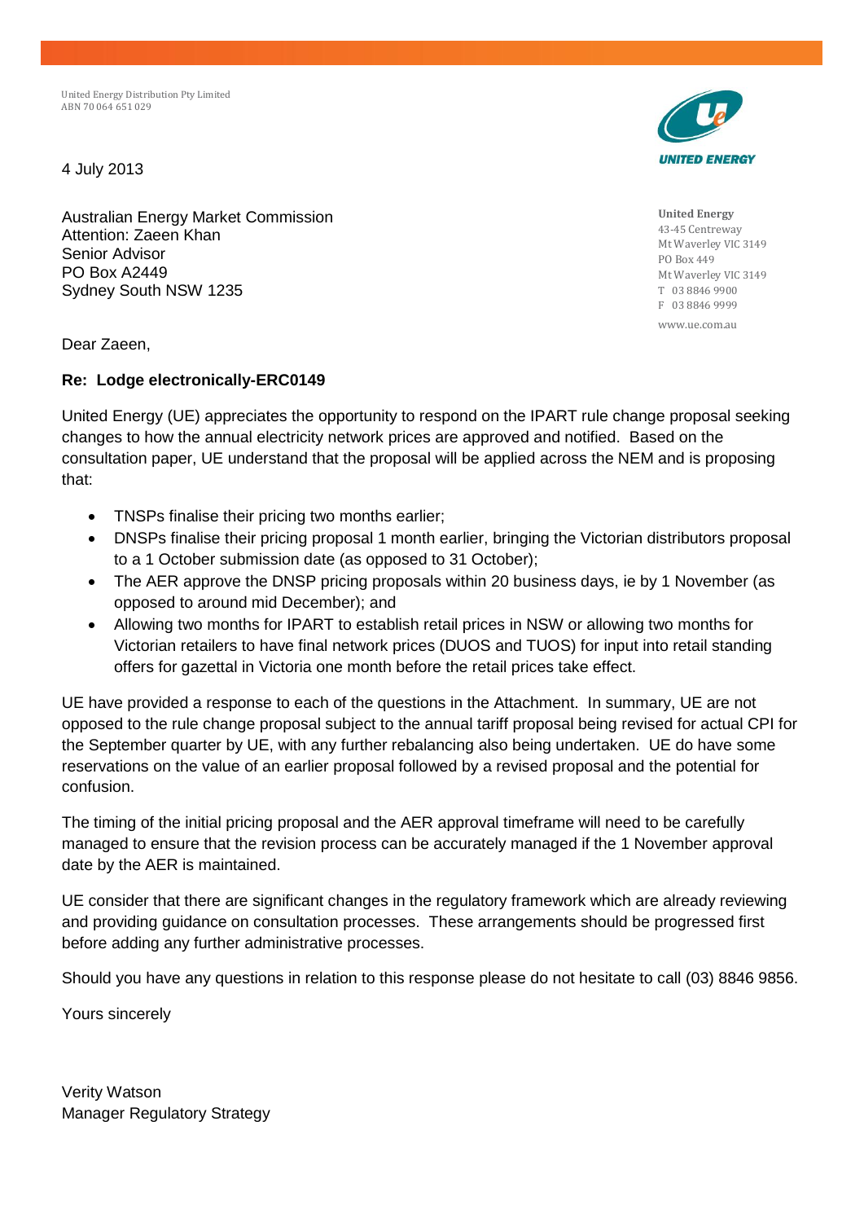United Energy Distribution Pty Limited
ABN 70 064 651 029

UNITED ENERGY

**United Energy**
43-45 Centreway
Mt Waverley VIC 3149
PO Box 449
Mt Waverley VIC 3149
T 03 8846 9900
F 03 8846 9999
www.ue.com.au

4 July 2013

Australian Energy Market Commission
Attention: Zaeen Khan
Senior Advisor
PO Box A2449
Sydney South NSW 1235

Dear Zaeen,

**Re: Lodge electronically-ERC0149**

United Energy (UE) appreciates the opportunity to respond on the IPART rule change proposal seeking changes to how the annual electricity network prices are approved and notified. Based on the consultation paper, UE understand that the proposal will be applied across the NEM and is proposing that:

- TNSPs finalise their pricing two months earlier;
- DNSPs finalise their pricing proposal 1 month earlier, bringing the Victorian distributors proposal to a 1 October submission date (as opposed to 31 October);
- The AER approve the DNSP pricing proposals within 20 business days, ie by 1 November (as opposed to around mid December); and
- Allowing two months for IPART to establish retail prices in NSW or allowing two months for Victorian retailers to have final network prices (DUOS and TUOS) for input into retail standing offers for gazettal in Victoria one month before the retail prices take effect.

UE have provided a response to each of the questions in the Attachment. In summary, UE are not opposed to the rule change proposal subject to the annual tariff proposal being revised for actual CPI for the September quarter by UE, with any further rebalancing also being undertaken. UE do have some reservations on the value of an earlier proposal followed by a revised proposal and the potential for confusion.

The timing of the initial pricing proposal and the AER approval timeframe will need to be carefully managed to ensure that the revision process can be accurately managed if the 1 November approval date by the AER is maintained.

UE consider that there are significant changes in the regulatory framework which are already reviewing and providing guidance on consultation processes. These arrangements should be progressed first before adding any further administrative processes.

Should you have any questions in relation to this response please do not hesitate to call (03) 8846 9856.

Yours sincerely

Verity Watson
Manager Regulatory Strategy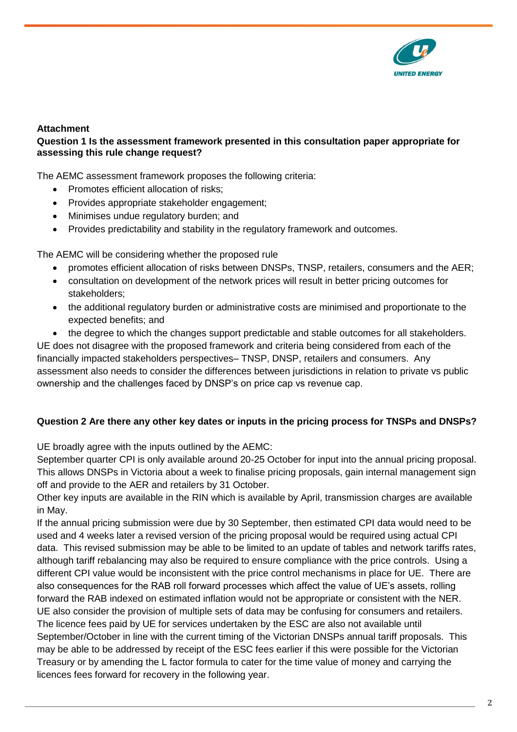**Attachment**

**Question 1 Is the assessment framework presented in this consultation paper appropriate for assessing this rule change request?**

The AEMC assessment framework proposes the following criteria:

- Promotes efficient allocation of risks;
- Provides appropriate stakeholder engagement;
- Minimises undue regulatory burden; and
- Provides predictability and stability in the regulatory framework and outcomes.

The AEMC will be considering whether the proposed rule

- promotes efficient allocation of risks between DNSPs, TNSP, retailers, consumers and the AER;
- consultation on development of the network prices will result in better pricing outcomes for stakeholders;
- the additional regulatory burden or administrative costs are minimised and proportionate to the expected benefits; and
- the degree to which the changes support predictable and stable outcomes for all stakeholders.

UE does not disagree with the proposed framework and criteria being considered from each of the financially impacted stakeholders perspectives– TNSP, DNSP, retailers and consumers. Any assessment also needs to consider the differences between jurisdictions in relation to private vs public ownership and the challenges faced by DNSP's on price cap vs revenue cap.

**Question 2 Are there any other key dates or inputs in the pricing process for TNSPs and DNSPs?**

UE broadly agree with the inputs outlined by the AEMC:

September quarter CPI is only available around 20-25 October for input into the annual pricing proposal. This allows DNSPs in Victoria about a week to finalise pricing proposals, gain internal management sign off and provide to the AER and retailers by 31 October.

Other key inputs are available in the RIN which is available by April, transmission charges are available in May.

If the annual pricing submission were due by 30 September, then estimated CPI data would need to be used and 4 weeks later a revised version of the pricing proposal would be required using actual CPI data. This revised submission may be able to be limited to an update of tables and network tariffs rates, although tariff rebalancing may also be required to ensure compliance with the price controls. Using a different CPI value would be inconsistent with the price control mechanisms in place for UE. There are also consequences for the RAB roll forward processes which affect the value of UE's assets, rolling forward the RAB indexed on estimated inflation would not be appropriate or consistent with the NER. UE also consider the provision of multiple sets of data may be confusing for consumers and retailers. The licence fees paid by UE for services undertaken by the ESC are also not available until September/October in line with the current timing of the Victorian DNSPs annual tariff proposals. This may be able to be addressed by receipt of the ESC fees earlier if this were possible for the Victorian Treasury or by amending the L factor formula to cater for the time value of money and carrying the licences fees forward for recovery in the following year.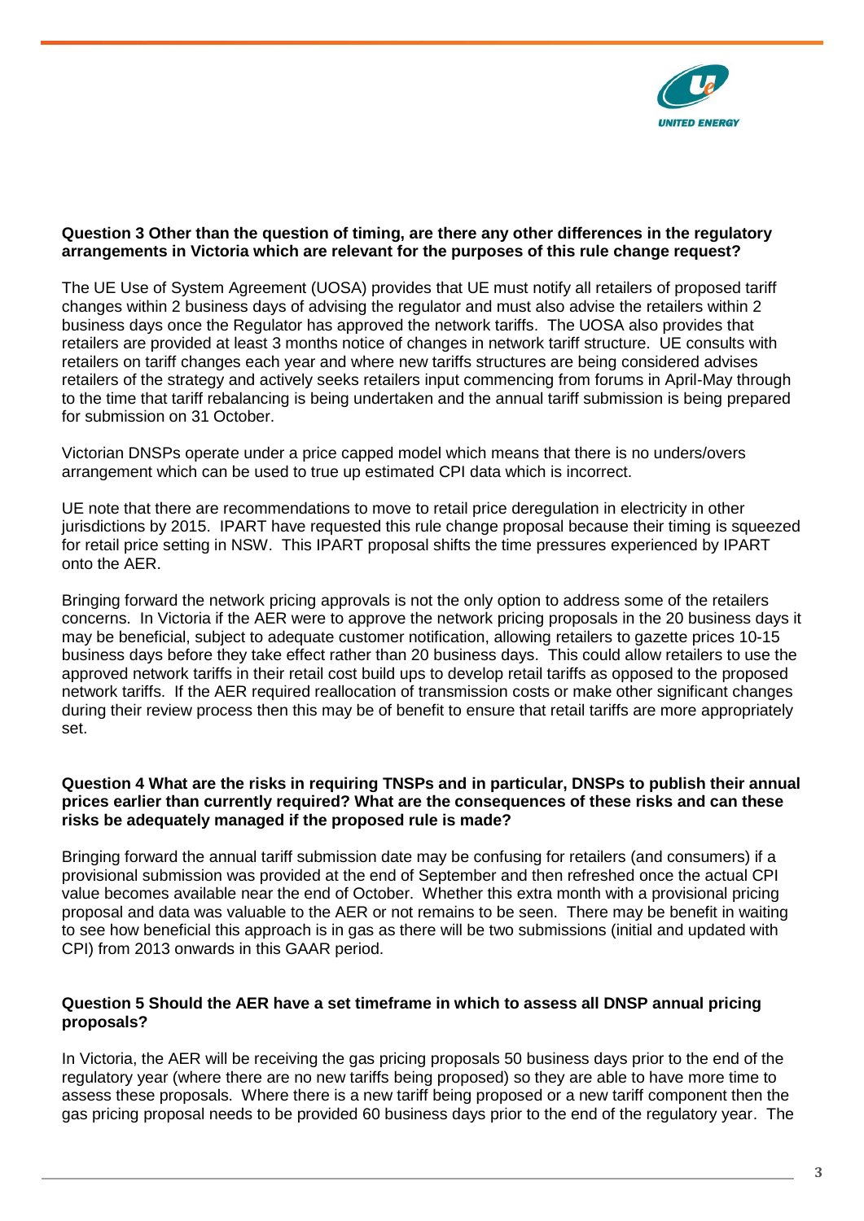**Question 3 Other than the question of timing, are there any other differences in the regulatory arrangements in Victoria which are relevant for the purposes of this rule change request?**

The UE Use of System Agreement (UOSA) provides that UE must notify all retailers of proposed tariff changes within 2 business days of advising the regulator and must also advise the retailers within 2 business days once the Regulator has approved the network tariffs. The UOSA also provides that retailers are provided at least 3 months notice of changes in network tariff structure. UE consults with retailers on tariff changes each year and where new tariffs structures are being considered advises retailers of the strategy and actively seeks retailers input commencing from forums in April-May through to the time that tariff rebalancing is being undertaken and the annual tariff submission is being prepared for submission on 31 October.

Victorian DNSPs operate under a price capped model which means that there is no unders/overs arrangement which can be used to true up estimated CPI data which is incorrect.

UE note that there are recommendations to move to retail price deregulation in electricity in other jurisdictions by 2015. IPART have requested this rule change proposal because their timing is squeezed for retail price setting in NSW. This IPART proposal shifts the time pressures experienced by IPART onto the AER.

Bringing forward the network pricing approvals is not the only option to address some of the retailers concerns. In Victoria if the AER were to approve the network pricing proposals in the 20 business days it may be beneficial, subject to adequate customer notification, allowing retailers to gazette prices 10-15 business days before they take effect rather than 20 business days. This could allow retailers to use the approved network tariffs in their retail cost build ups to develop retail tariffs as opposed to the proposed network tariffs. If the AER required reallocation of transmission costs or make other significant changes during their review process then this may be of benefit to ensure that retail tariffs are more appropriately set.

**Question 4 What are the risks in requiring TNSPs and in particular, DNSPs to publish their annual prices earlier than currently required? What are the consequences of these risks and can these risks be adequately managed if the proposed rule is made?**

Bringing forward the annual tariff submission date may be confusing for retailers (and consumers) if a provisional submission was provided at the end of September and then refreshed once the actual CPI value becomes available near the end of October. Whether this extra month with a provisional pricing proposal and data was valuable to the AER or not remains to be seen. There may be benefit in waiting to see how beneficial this approach is in gas as there will be two submissions (initial and updated with CPI) from 2013 onwards in this GAAR period.

**Question 5 Should the AER have a set timeframe in which to assess all DNSP annual pricing proposals?**

In Victoria, the AER will be receiving the gas pricing proposals 50 business days prior to the end of the regulatory year (where there are no new tariffs being proposed) so they are able to have more time to assess these proposals. Where there is a new tariff being proposed or a new tariff component then the gas pricing proposal needs to be provided 60 business days prior to the end of the regulatory year. The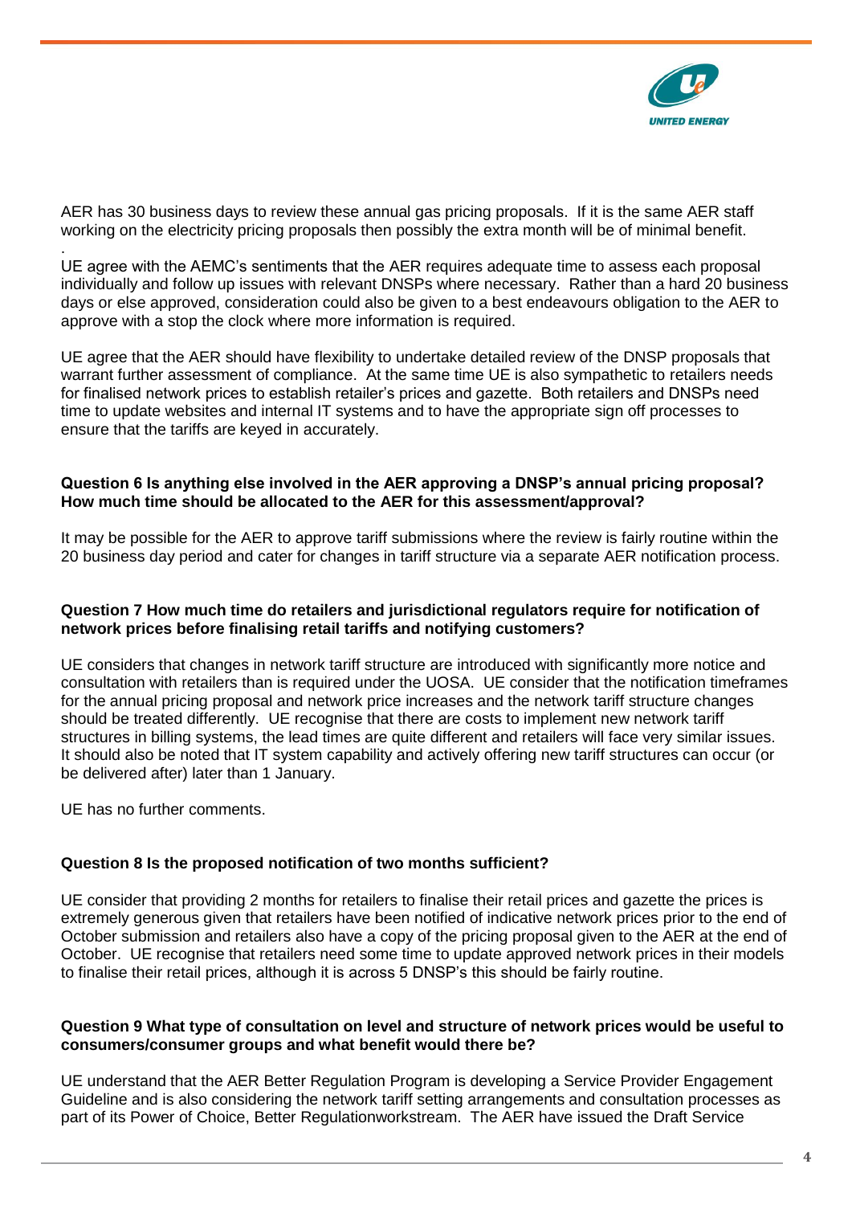AER has 30 business days to review these annual gas pricing proposals. If it is the same AER staff working on the electricity pricing proposals then possibly the extra month will be of minimal benefit.

.
UE agree with the AEMC's sentiments that the AER requires adequate time to assess each proposal individually and follow up issues with relevant DNSPs where necessary. Rather than a hard 20 business days or else approved, consideration could also be given to a best endeavours obligation to the AER to approve with a stop the clock where more information is required.

UE agree that the AER should have flexibility to undertake detailed review of the DNSP proposals that warrant further assessment of compliance. At the same time UE is also sympathetic to retailers needs for finalised network prices to establish retailer's prices and gazette. Both retailers and DNSPs need time to update websites and internal IT systems and to have the appropriate sign off processes to ensure that the tariffs are keyed in accurately.

**Question 6 Is anything else involved in the AER approving a DNSP's annual pricing proposal? How much time should be allocated to the AER for this assessment/approval?**

It may be possible for the AER to approve tariff submissions where the review is fairly routine within the 20 business day period and cater for changes in tariff structure via a separate AER notification process.

**Question 7 How much time do retailers and jurisdictional regulators require for notification of network prices before finalising retail tariffs and notifying customers?**

UE considers that changes in network tariff structure are introduced with significantly more notice and consultation with retailers than is required under the UOSA. UE consider that the notification timeframes for the annual pricing proposal and network price increases and the network tariff structure changes should be treated differently. UE recognise that there are costs to implement new network tariff structures in billing systems, the lead times are quite different and retailers will face very similar issues. It should also be noted that IT system capability and actively offering new tariff structures can occur (or be delivered after) later than 1 January.

UE has no further comments.

**Question 8 Is the proposed notification of two months sufficient?**

UE consider that providing 2 months for retailers to finalise their retail prices and gazette the prices is extremely generous given that retailers have been notified of indicative network prices prior to the end of October submission and retailers also have a copy of the pricing proposal given to the AER at the end of October. UE recognise that retailers need some time to update approved network prices in their models to finalise their retail prices, although it is across 5 DNSP's this should be fairly routine.

**Question 9 What type of consultation on level and structure of network prices would be useful to consumers/consumer groups and what benefit would there be?**

UE understand that the AER Better Regulation Program is developing a Service Provider Engagement Guideline and is also considering the network tariff setting arrangements and consultation processes as part of its Power of Choice, Better Regulationworkstream. The AER have issued the Draft Service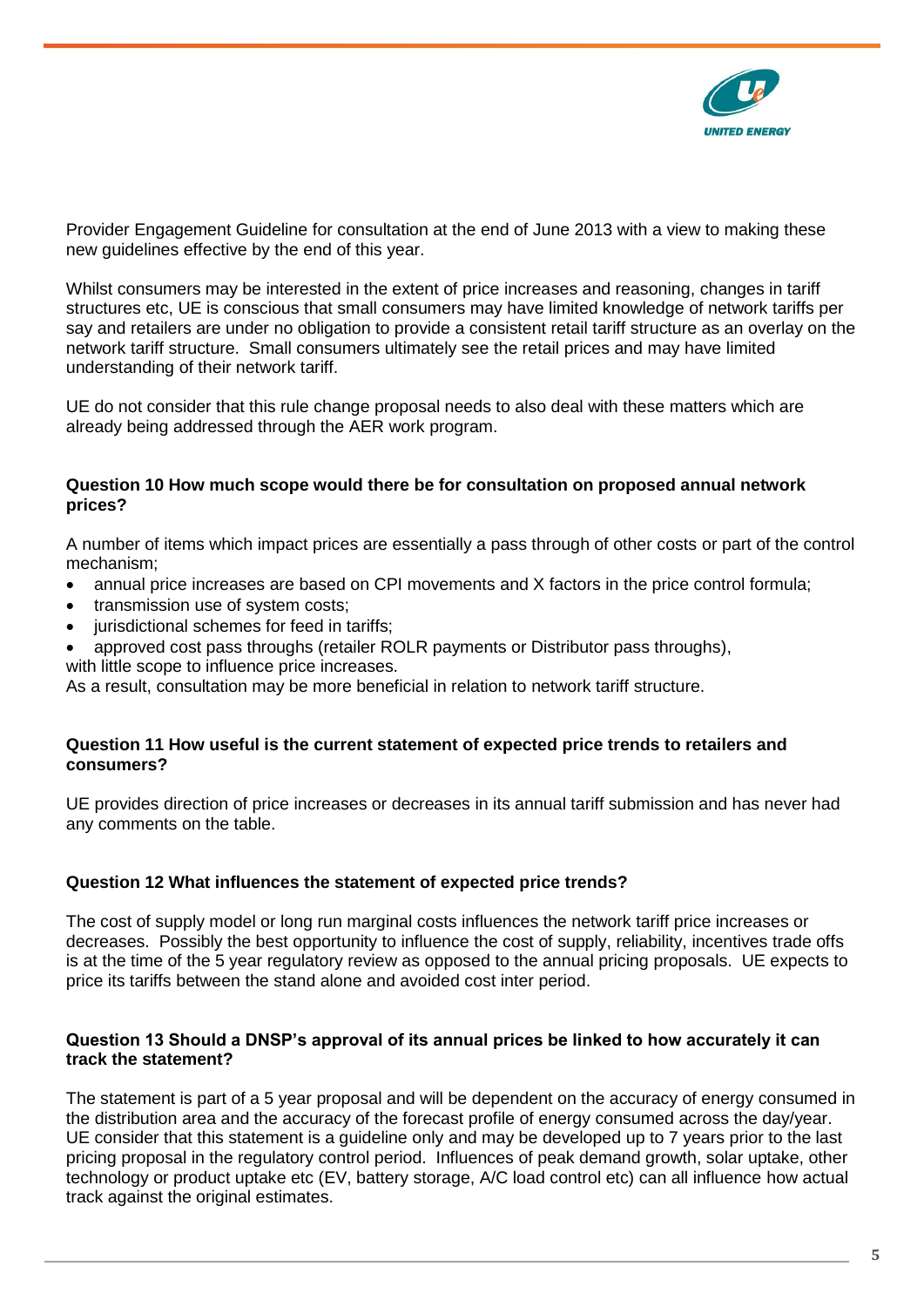Provider Engagement Guideline for consultation at the end of June 2013 with a view to making these new guidelines effective by the end of this year.

Whilst consumers may be interested in the extent of price increases and reasoning, changes in tariff structures etc, UE is conscious that small consumers may have limited knowledge of network tariffs per say and retailers are under no obligation to provide a consistent retail tariff structure as an overlay on the network tariff structure. Small consumers ultimately see the retail prices and may have limited understanding of their network tariff.

UE do not consider that this rule change proposal needs to also deal with these matters which are already being addressed through the AER work program.

**Question 10 How much scope would there be for consultation on proposed annual network prices?**

A number of items which impact prices are essentially a pass through of other costs or part of the control mechanism;

- annual price increases are based on CPI movements and X factors in the price control formula;
- transmission use of system costs;
- jurisdictional schemes for feed in tariffs;
- approved cost pass throughs (retailer ROLR payments or Distributor pass throughs),

with little scope to influence price increases.
As a result, consultation may be more beneficial in relation to network tariff structure.

**Question 11 How useful is the current statement of expected price trends to retailers and consumers?**

UE provides direction of price increases or decreases in its annual tariff submission and has never had any comments on the table.

**Question 12 What influences the statement of expected price trends?**

The cost of supply model or long run marginal costs influences the network tariff price increases or decreases. Possibly the best opportunity to influence the cost of supply, reliability, incentives trade offs is at the time of the 5 year regulatory review as opposed to the annual pricing proposals. UE expects to price its tariffs between the stand alone and avoided cost inter period.

**Question 13 Should a DNSP's approval of its annual prices be linked to how accurately it can track the statement?**

The statement is part of a 5 year proposal and will be dependent on the accuracy of energy consumed in the distribution area and the accuracy of the forecast profile of energy consumed across the day/year. UE consider that this statement is a guideline only and may be developed up to 7 years prior to the last pricing proposal in the regulatory control period. Influences of peak demand growth, solar uptake, other technology or product uptake etc (EV, battery storage, A/C load control etc) can all influence how actual track against the original estimates.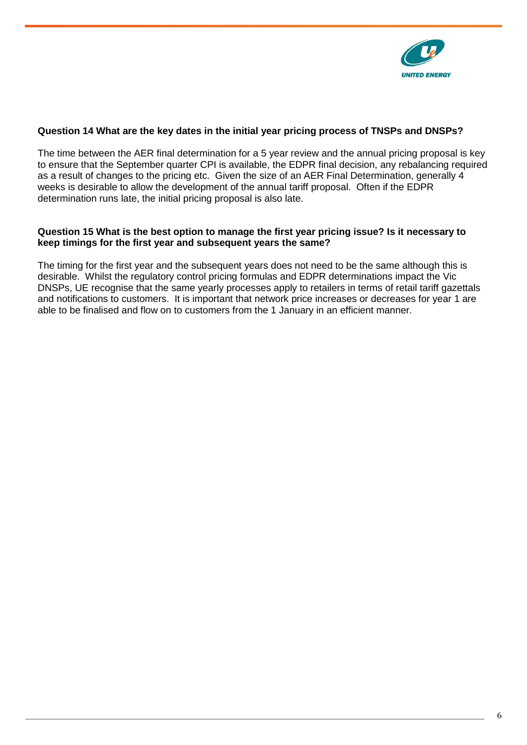**Question 14 What are the key dates in the initial year pricing process of TNSPs and DNSPs?**

The time between the AER final determination for a 5 year review and the annual pricing proposal is key to ensure that the September quarter CPI is available, the EDPR final decision, any rebalancing required as a result of changes to the pricing etc. Given the size of an AER Final Determination, generally 4 weeks is desirable to allow the development of the annual tariff proposal. Often if the EDPR determination runs late, the initial pricing proposal is also late.

**Question 15 What is the best option to manage the first year pricing issue? Is it necessary to keep timings for the first year and subsequent years the same?**

The timing for the first year and the subsequent years does not need to be the same although this is desirable. Whilst the regulatory control pricing formulas and EDPR determinations impact the Vic DNSPs, UE recognise that the same yearly processes apply to retailers in terms of retail tariff gazettals and notifications to customers. It is important that network price increases or decreases for year 1 are able to be finalised and flow on to customers from the 1 January in an efficient manner.